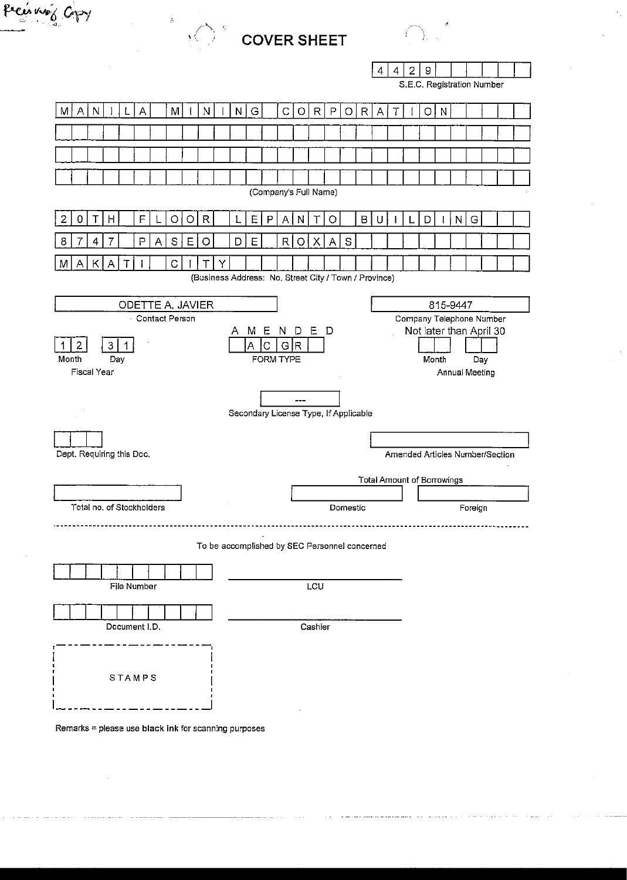Receiving Copy

# COVER SHEET

4429

S.E.C. Registration Number

MANILA MINING CORPORATION

(Company's Full Name)

20TH FLOOR LEPANTO BUILDING

8747 PASEO DE ROXAS

MAKATI CITY

(Business Address: No. Street City / Town / Province)

| ODETTE A. JAVIER | 815-9447 |
|---|---|
| Contact Person | Company Telephone Number |

| 12 31 | AMENDED ACGR | Not later than April 30 |
|---|---|---|
| Month Day | FORM TYPE | Month Day |
| Fiscal Year | | Annual Meeting |

---

Secondary License Type, If Applicable

Dept. Requiring this Doc.

Amended Articles Number/Section

Total Amount of Borrowings

Total no. of Stockholders

Domestic

Foreign

---

To be accomplished by SEC Personnel concerned

File Number

LCU

Document I.D.

Cashier

STAMPS

Remarks = please use **black ink** for scanning purposes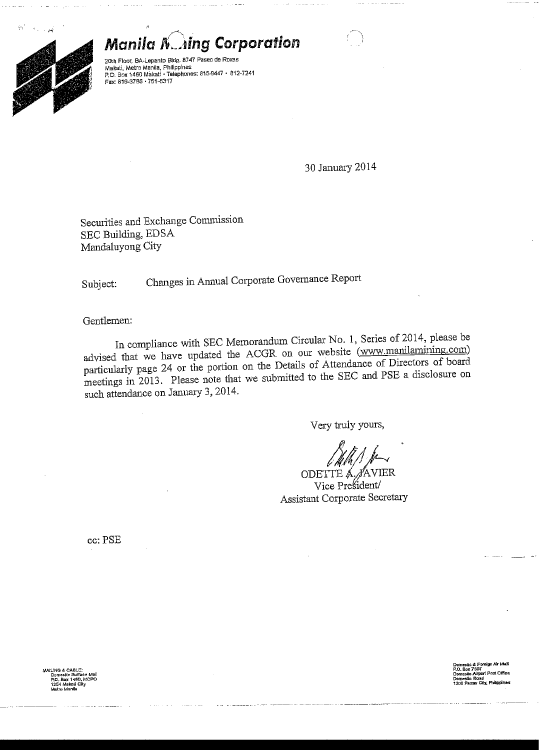# Manila Mining Corporation

20th Floor, BA-Lepanto Bldg. 8747 Paseo de Roxas
Makati, Metro Manila, Philippines
P.O. Box 1460 Makati • Telephones: 815-9447 • 812-7241
Fax: 819-3786 • 751-6317

30 January 2014

Securities and Exchange Commission
SEC Building, EDSA
Mandaluyong City

Subject: Changes in Annual Corporate Governance Report

Gentlemen:

In compliance with SEC Memorandum Circular No. 1, Series of 2014, please be advised that we have updated the ACGR on our website (www.manilamining.com) particularly page 24 or the portion on the Details of Attendance of Directors of board meetings in 2013. Please note that we submitted to the SEC and PSE a disclosure on such attendance on January 3, 2014.

Very truly yours,

ODETTE A. JAVIER
Vice President/
Assistant Corporate Secretary

cc: PSE

MAILING & CABLE:
Domestic Surface Mail
P.O. Box 1460, MCPO
1254 Makati City
Metro Manila

Domestic & Foreign Air Mail
P.O. Box 7507
Domestic Airport Post Office
Domestic Road
1300 Pasay City, Philippines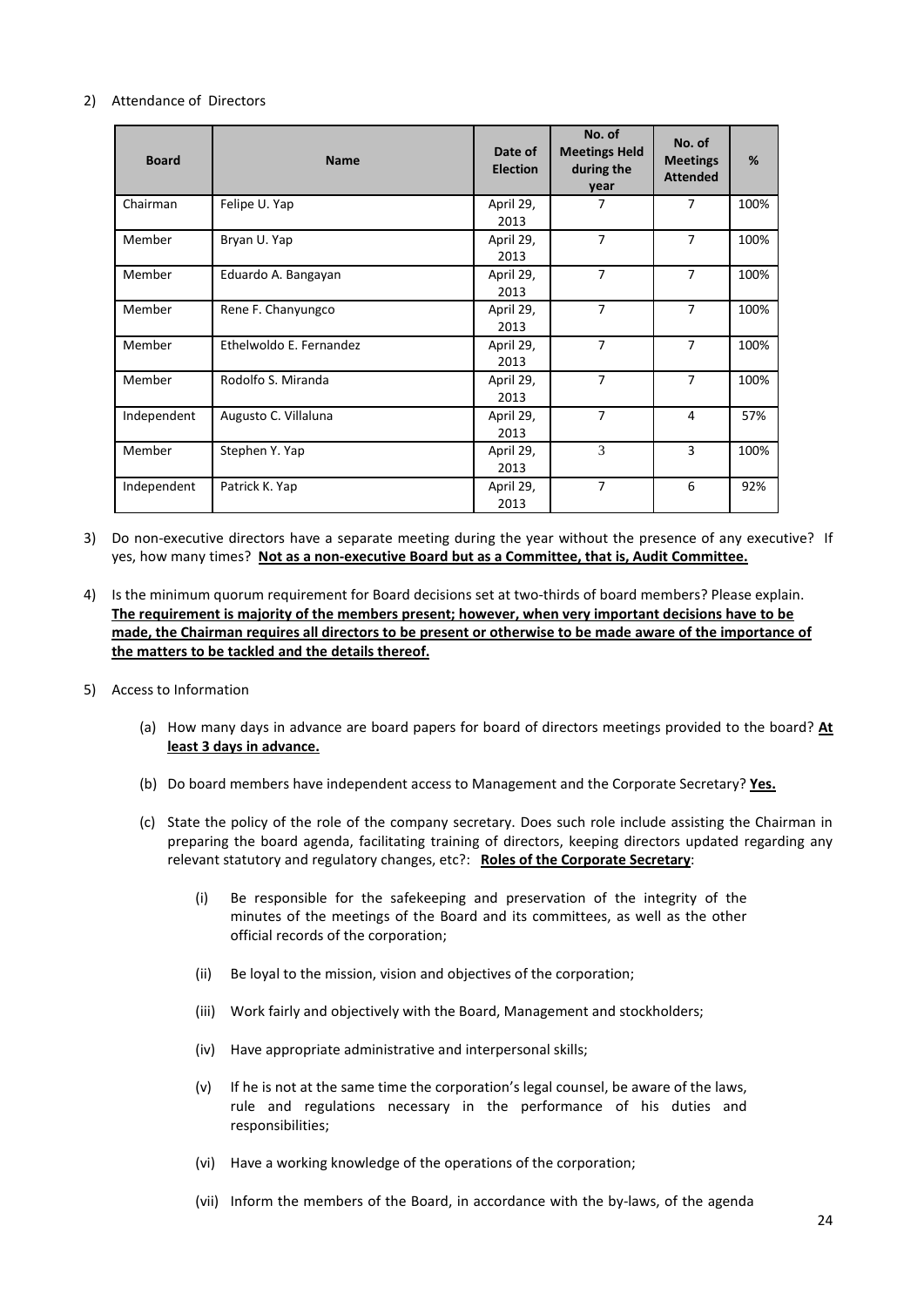2) Attendance of Directors

| Board | Name | Date of Election | No. of Meetings Held during the year | No. of Meetings Attended | % |
|---|---|---|---|---|---|
| Chairman | Felipe U. Yap | April 29, 2013 | 7 | 7 | 100% |
| Member | Bryan U. Yap | April 29, 2013 | 7 | 7 | 100% |
| Member | Eduardo A. Bangayan | April 29, 2013 | 7 | 7 | 100% |
| Member | Rene F. Chanyungco | April 29, 2013 | 7 | 7 | 100% |
| Member | Ethelwoldo E. Fernandez | April 29, 2013 | 7 | 7 | 100% |
| Member | Rodolfo S. Miranda | April 29, 2013 | 7 | 7 | 100% |
| Independent | Augusto C. Villaluna | April 29, 2013 | 7 | 4 | 57% |
| Member | Stephen Y. Yap | April 29, 2013 | 3 | 3 | 100% |
| Independent | Patrick K. Yap | April 29, 2013 | 7 | 6 | 92% |

3) Do non-executive directors have a separate meeting during the year without the presence of any executive? If yes, how many times? **Not as a non-executive Board but as a Committee, that is, Audit Committee.**

4) Is the minimum quorum requirement for Board decisions set at two-thirds of board members? Please explain. **The requirement is majority of the members present; however, when very important decisions have to be made, the Chairman requires all directors to be present or otherwise to be made aware of the importance of the matters to be tackled and the details thereof.**

5) Access to Information

   (a) How many days in advance are board papers for board of directors meetings provided to the board? **At least 3 days in advance.**

   (b) Do board members have independent access to Management and the Corporate Secretary? **Yes.**

   (c) State the policy of the role of the company secretary. Does such role include assisting the Chairman in preparing the board agenda, facilitating training of directors, keeping directors updated regarding any relevant statutory and regulatory changes, etc?: **Roles of the Corporate Secretary**:

      (i) Be responsible for the safekeeping and preservation of the integrity of the minutes of the meetings of the Board and its committees, as well as the other official records of the corporation;

      (ii) Be loyal to the mission, vision and objectives of the corporation;

      (iii) Work fairly and objectively with the Board, Management and stockholders;

      (iv) Have appropriate administrative and interpersonal skills;

      (v) If he is not at the same time the corporation's legal counsel, be aware of the laws, rule and regulations necessary in the performance of his duties and responsibilities;

      (vi) Have a working knowledge of the operations of the corporation;

      (vii) Inform the members of the Board, in accordance with the by-laws, of the agenda